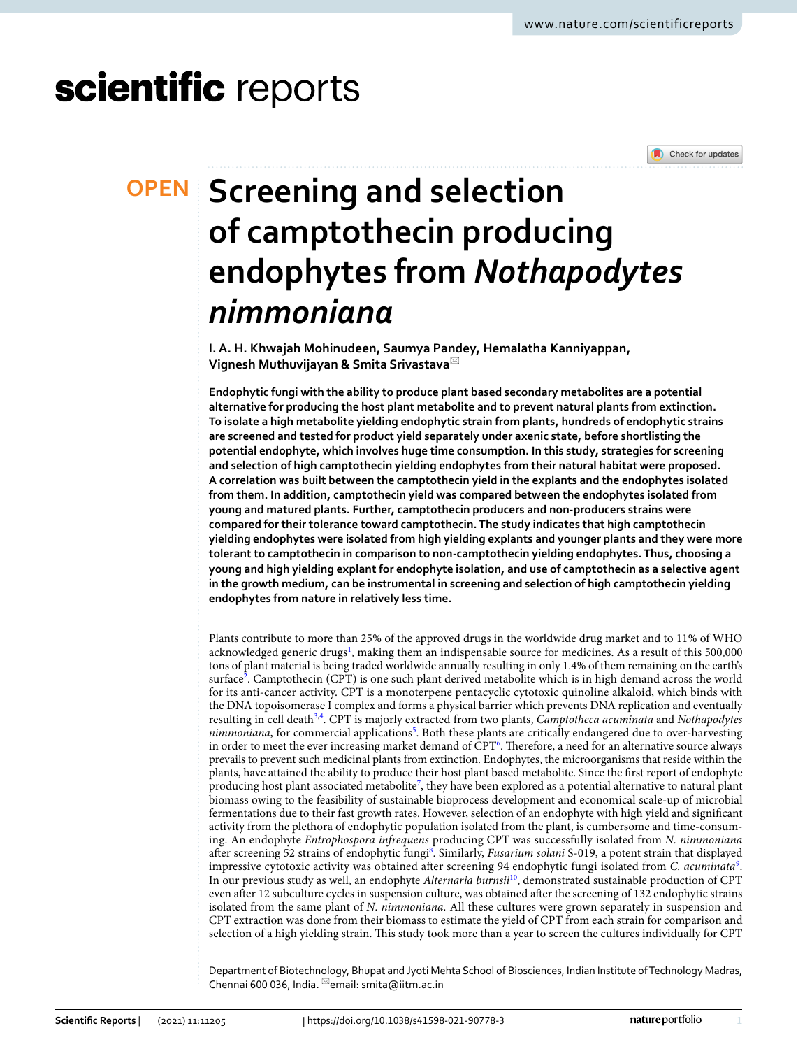OPEN

# Screening and selection of camptothecin producing endophytes from *Nothapodytes nimmoniana*

**I. A. H. Khwajah Mohinudeen, Saumya Pandey, Hemalatha Kanniyappan, Vignesh Muthuvijayan & Smita Srivastava**

**Endophytic fungi with the ability to produce plant based secondary metabolites are a potential alternative for producing the host plant metabolite and to prevent natural plants from extinction. To isolate a high metabolite yielding endophytic strain from plants, hundreds of endophytic strains are screened and tested for product yield separately under axenic state, before shortlisting the potential endophyte, which involves huge time consumption. In this study, strategies for screening and selection of high camptothecin yielding endophytes from their natural habitat were proposed. A correlation was built between the camptothecin yield in the explants and the endophytes isolated from them. In addition, camptothecin yield was compared between the endophytes isolated from young and matured plants. Further, camptothecin producers and non-producers strains were compared for their tolerance toward camptothecin. The study indicates that high camptothecin yielding endophytes were isolated from high yielding explants and younger plants and they were more tolerant to camptothecin in comparison to non-camptothecin yielding endophytes. Thus, choosing a young and high yielding explant for endophyte isolation, and use of camptothecin as a selective agent in the growth medium, can be instrumental in screening and selection of high camptothecin yielding endophytes from nature in relatively less time.**

Plants contribute to more than 25% of the approved drugs in the worldwide drug market and to 11% of WHO acknowledged generic drugs[1], making them an indispensable source for medicines. As a result of this 500,000 tons of plant material is being traded worldwide annually resulting in only 1.4% of them remaining on the earth's surface[2]. Camptothecin (CPT) is one such plant derived metabolite which is in high demand across the world for its anti-cancer activity. CPT is a monoterpene pentacyclic cytotoxic quinoline alkaloid, which binds with the DNA topoisomerase I complex and forms a physical barrier which prevents DNA replication and eventually resulting in cell death[3,4]. CPT is majorly extracted from two plants, *Camptotheca acuminata* and *Nothapodytes nimmoniana*, for commercial applications[5]. Both these plants are critically endangered due to over-harvesting in order to meet the ever increasing market demand of CPT[6]. Therefore, a need for an alternative source always prevails to prevent such medicinal plants from extinction. Endophytes, the microorganisms that reside within the plants, have attained the ability to produce their host plant based metabolite. Since the first report of endophyte producing host plant associated metabolite[7], they have been explored as a potential alternative to natural plant biomass owing to the feasibility of sustainable bioprocess development and economical scale-up of microbial fermentations due to their fast growth rates. However, selection of an endophyte with high yield and significant activity from the plethora of endophytic population isolated from the plant, is cumbersome and time-consuming. An endophyte *Entrophospora infrequens* producing CPT was successfully isolated from *N. nimmoniana* after screening 52 strains of endophytic fungi[8]. Similarly, *Fusarium solani* S-019, a potent strain that displayed impressive cytotoxic activity was obtained after screening 94 endophytic fungi isolated from *C. acuminata*[9]. In our previous study as well, an endophyte *Alternaria burnsii*[10], demonstrated sustainable production of CPT even after 12 subculture cycles in suspension culture, was obtained after the screening of 132 endophytic strains isolated from the same plant of *N. nimmoniana.* All these cultures were grown separately in suspension and CPT extraction was done from their biomass to estimate the yield of CPT from each strain for comparison and selection of a high yielding strain. This study took more than a year to screen the cultures individually for CPT

Department of Biotechnology, Bhupat and Jyoti Mehta School of Biosciences, Indian Institute of Technology Madras, Chennai 600 036, India. email: smita@iitm.ac.in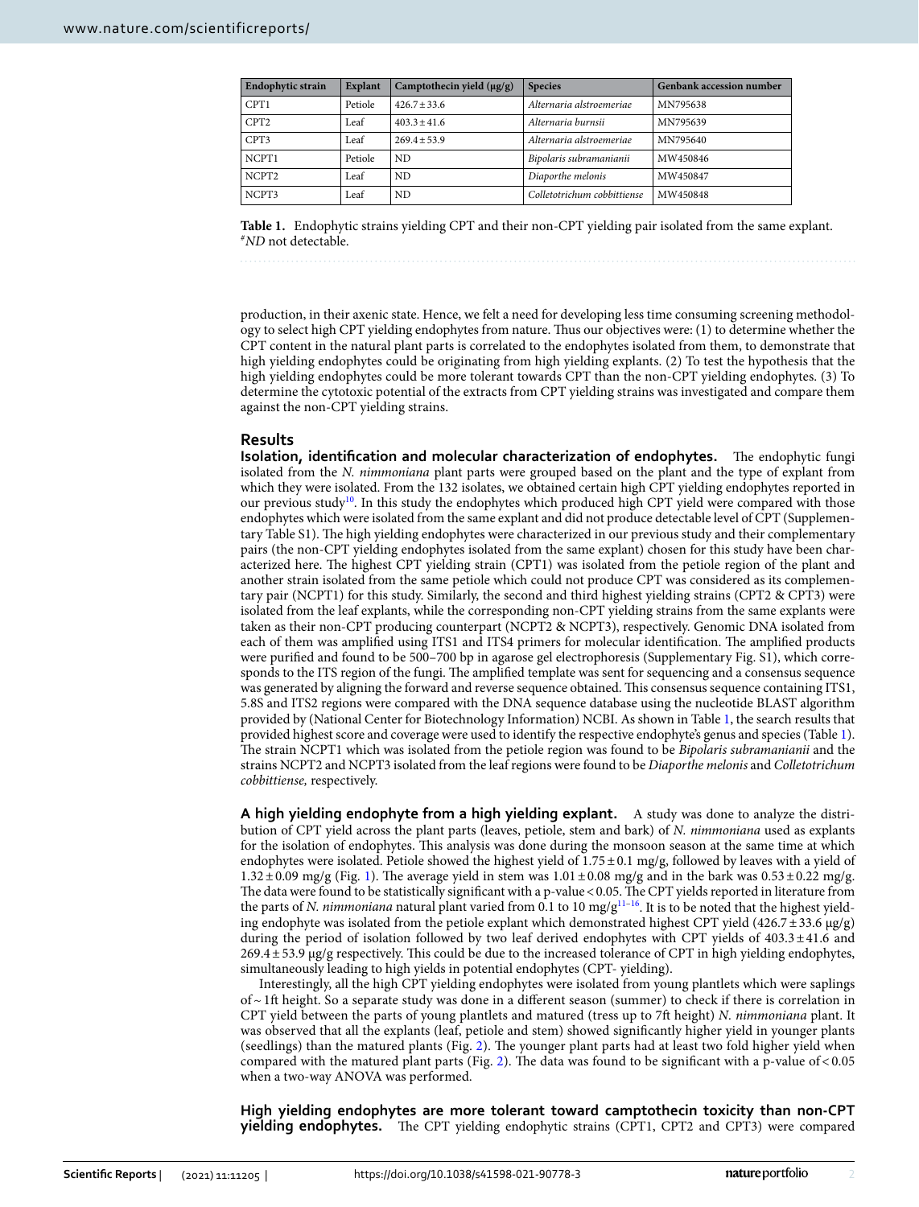| Endophytic strain | Explant | Camptothecin yield (μg/g) | Species | Genbank accession number |
|---|---|---|---|---|
| CPT1 | Petiole | 426.7 ± 33.6 | *Alternaria alstroemeriae* | MN795638 |
| CPT2 | Leaf | 403.3 ± 41.6 | *Alternaria burnsii* | MN795639 |
| CPT3 | Leaf | 269.4 ± 53.9 | *Alternaria alstroemeriae* | MN795640 |
| NCPT1 | Petiole | ND | *Bipolaris subramanianii* | MW450846 |
| NCPT2 | Leaf | ND | *Diaporthe melonis* | MW450847 |
| NCPT3 | Leaf | ND | *Colletotrichum cobbittiense* | MW450848 |

**Table 1.** Endophytic strains yielding CPT and their non-CPT yielding pair isolated from the same explant. [#]*ND* not detectable.

production, in their axenic state. Hence, we felt a need for developing less time consuming screening methodology to select high CPT yielding endophytes from nature. Thus our objectives were: (1) to determine whether the CPT content in the natural plant parts is correlated to the endophytes isolated from them, to demonstrate that high yielding endophytes could be originating from high yielding explants. (2) To test the hypothesis that the high yielding endophytes could be more tolerant towards CPT than the non-CPT yielding endophytes. (3) To determine the cytotoxic potential of the extracts from CPT yielding strains was investigated and compare them against the non-CPT yielding strains.

## Results

**Isolation, identification and molecular characterization of endophytes.** The endophytic fungi isolated from the *N. nimmoniana* plant parts were grouped based on the plant and the type of explant from which they were isolated. From the 132 isolates, we obtained certain high CPT yielding endophytes reported in our previous study[10]. In this study the endophytes which produced high CPT yield were compared with those endophytes which were isolated from the same explant and did not produce detectable level of CPT (Supplementary Table S1). The high yielding endophytes were characterized in our previous study and their complementary pairs (the non-CPT yielding endophytes isolated from the same explant) chosen for this study have been characterized here. The highest CPT yielding strain (CPT1) was isolated from the petiole region of the plant and another strain isolated from the same petiole which could not produce CPT was considered as its complementary pair (NCPT1) for this study. Similarly, the second and third highest yielding strains (CPT2 & CPT3) were isolated from the leaf explants, while the corresponding non-CPT yielding strains from the same explants were taken as their non-CPT producing counterpart (NCPT2 & NCPT3), respectively. Genomic DNA isolated from each of them was amplified using ITS1 and ITS4 primers for molecular identification. The amplified products were purified and found to be 500–700 bp in agarose gel electrophoresis (Supplementary Fig. S1), which corresponds to the ITS region of the fungi. The amplified template was sent for sequencing and a consensus sequence was generated by aligning the forward and reverse sequence obtained. This consensus sequence containing ITS1, 5.8S and ITS2 regions were compared with the DNA sequence database using the nucleotide BLAST algorithm provided by (National Center for Biotechnology Information) NCBI. As shown in Table 1, the search results that provided highest score and coverage were used to identify the respective endophyte's genus and species (Table 1). The strain NCPT1 which was isolated from the petiole region was found to be *Bipolaris subramanianii* and the strains NCPT2 and NCPT3 isolated from the leaf regions were found to be *Diaporthe melonis* and *Colletotrichum cobbittiense,* respectively.

**A high yielding endophyte from a high yielding explant.** A study was done to analyze the distribution of CPT yield across the plant parts (leaves, petiole, stem and bark) of *N. nimmoniana* used as explants for the isolation of endophytes. This analysis was done during the monsoon season at the same time at which endophytes were isolated. Petiole showed the highest yield of 1.75 ± 0.1 mg/g, followed by leaves with a yield of 1.32 ± 0.09 mg/g (Fig. 1). The average yield in stem was 1.01 ± 0.08 mg/g and in the bark was 0.53 ± 0.22 mg/g. The data were found to be statistically significant with a p-value < 0.05. The CPT yields reported in literature from the parts of *N. nimmoniana* natural plant varied from 0.1 to 10 mg/g[11–16]. It is to be noted that the highest yielding endophyte was isolated from the petiole explant which demonstrated highest CPT yield (426.7 ± 33.6 μg/g) during the period of isolation followed by two leaf derived endophytes with CPT yields of 403.3 ± 41.6 and 269.4 ± 53.9 μg/g respectively. This could be due to the increased tolerance of CPT in high yielding endophytes, simultaneously leading to high yields in potential endophytes (CPT- yielding).

Interestingly, all the high CPT yielding endophytes were isolated from young plantlets which were saplings of ~ 1ft height. So a separate study was done in a different season (summer) to check if there is correlation in CPT yield between the parts of young plantlets and matured (tress up to 7ft height) *N. nimmoniana* plant. It was observed that all the explants (leaf, petiole and stem) showed significantly higher yield in younger plants (seedlings) than the matured plants (Fig. 2). The younger plant parts had at least two fold higher yield when compared with the matured plant parts (Fig. 2). The data was found to be significant with a p-value of < 0.05 when a two-way ANOVA was performed.

**High yielding endophytes are more tolerant toward camptothecin toxicity than non-CPT yielding endophytes.** The CPT yielding endophytic strains (CPT1, CPT2 and CPT3) were compared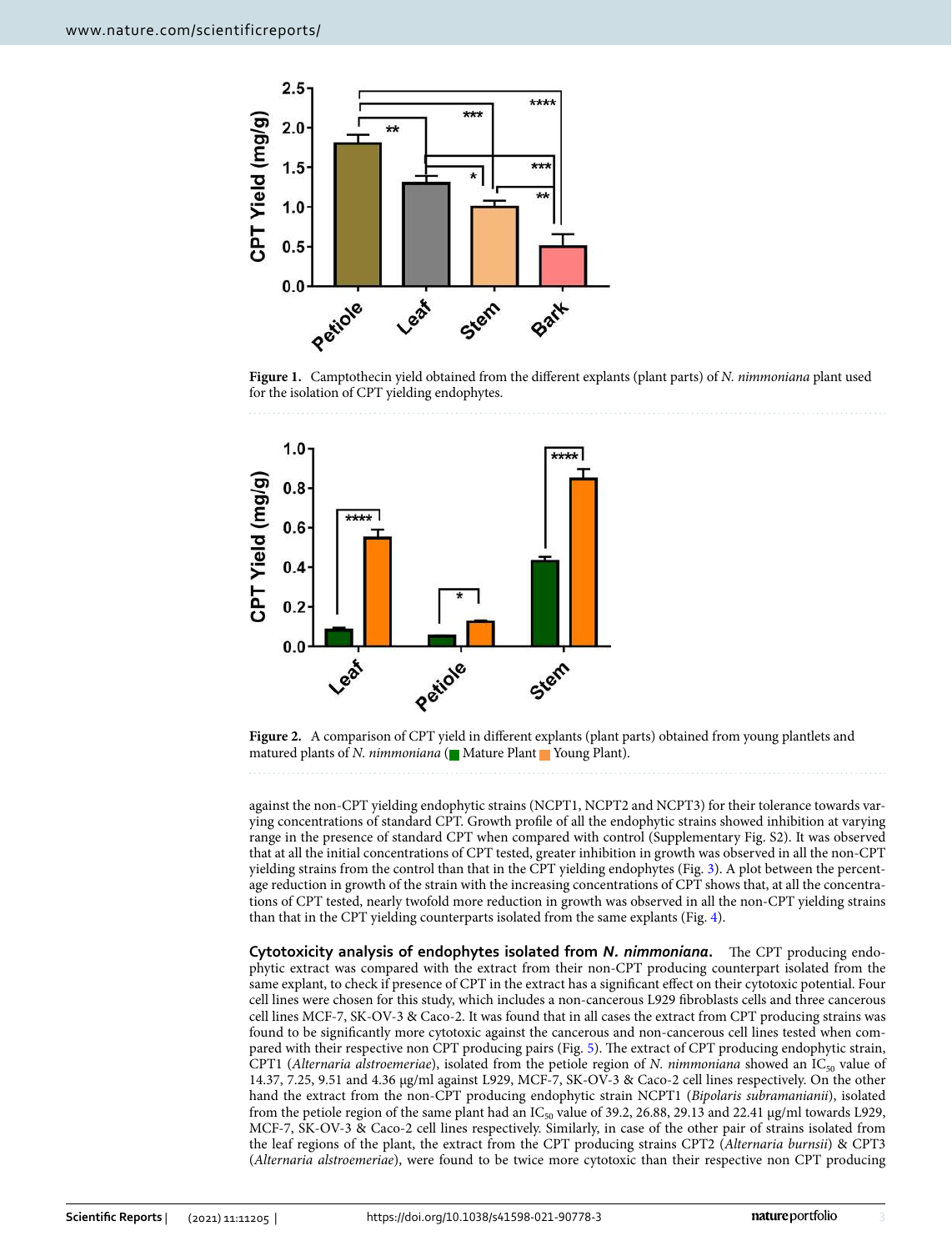Figure 1. Camptothecin yield obtained from the different explants (plant parts) of *N. nimmoniana* plant used for the isolation of CPT yielding endophytes.

Figure 2. A comparison of CPT yield in different explants (plant parts) obtained from young plantlets and matured plants of *N. nimmoniana* (■ Mature Plant ■ Young Plant).

against the non-CPT yielding endophytic strains (NCPT1, NCPT2 and NCPT3) for their tolerance towards varying concentrations of standard CPT. Growth profile of all the endophytic strains showed inhibition at varying range in the presence of standard CPT when compared with control (Supplementary Fig. S2). It was observed that at all the initial concentrations of CPT tested, greater inhibition in growth was observed in all the non-CPT yielding strains from the control than that in the CPT yielding endophytes (Fig. 3). A plot between the percentage reduction in growth of the strain with the increasing concentrations of CPT shows that, at all the concentrations of CPT tested, nearly twofold more reduction in growth was observed in all the non-CPT yielding strains than that in the CPT yielding counterparts isolated from the same explants (Fig. 4).

**Cytotoxicity analysis of endophytes isolated from *N. nimmoniana*.** The CPT producing endophytic extract was compared with the extract from their non-CPT producing counterpart isolated from the same explant, to check if presence of CPT in the extract has a significant effect on their cytotoxic potential. Four cell lines were chosen for this study, which includes a non-cancerous L929 fibroblasts cells and three cancerous cell lines MCF-7, SK-OV-3 & Caco-2. It was found that in all cases the extract from CPT producing strains was found to be significantly more cytotoxic against the cancerous and non-cancerous cell lines tested when compared with their respective non CPT producing pairs (Fig. 5). The extract of CPT producing endophytic strain, CPT1 (*Alternaria alstroemeriae*), isolated from the petiole region of *N. nimmoniana* showed an $IC_{50}$ value of 14.37, 7.25, 9.51 and 4.36 μg/ml against L929, MCF-7, SK-OV-3 & Caco-2 cell lines respectively. On the other hand the extract from the non-CPT producing endophytic strain NCPT1 (*Bipolaris subramanianii*), isolated from the petiole region of the same plant had an $IC_{50}$ value of 39.2, 26.88, 29.13 and 22.41 μg/ml towards L929, MCF-7, SK-OV-3 & Caco-2 cell lines respectively. Similarly, in case of the other pair of strains isolated from the leaf regions of the plant, the extract from the CPT producing strains CPT2 (*Alternaria burnsii*) & CPT3 (*Alternaria alstroemeriae*), were found to be twice more cytotoxic than their respective non CPT producing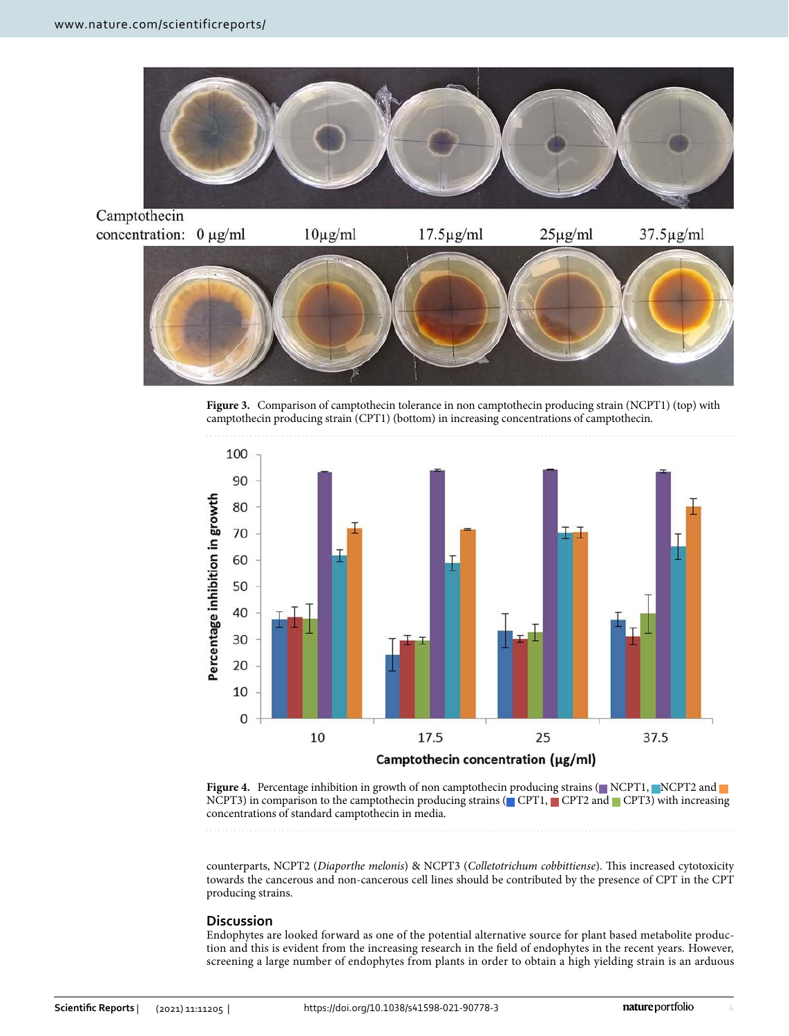Camptothecin concentration: 0 µg/ml 10µg/ml 17.5µg/ml 25µg/ml 37.5µg/ml

**Figure 3.** Comparison of camptothecin tolerance in non camptothecin producing strain (NCPT1) (top) with camptothecin producing strain (CPT1) (bottom) in increasing concentrations of camptothecin.

**Figure 4.** Percentage inhibition in growth of non camptothecin producing strains (NCPT1, NCPT2 and NCPT3) in comparison to the camptothecin producing strains (CPT1, CPT2 and CPT3) with increasing concentrations of standard camptothecin in media.

counterparts, NCPT2 (*Diaporthe melonis*) & NCPT3 (*Colletotrichum cobbittiense*). This increased cytotoxicity towards the cancerous and non-cancerous cell lines should be contributed by the presence of CPT in the CPT producing strains.

## Discussion

Endophytes are looked forward as one of the potential alternative source for plant based metabolite production and this is evident from the increasing research in the field of endophytes in the recent years. However, screening a large number of endophytes from plants in order to obtain a high yielding strain is an arduous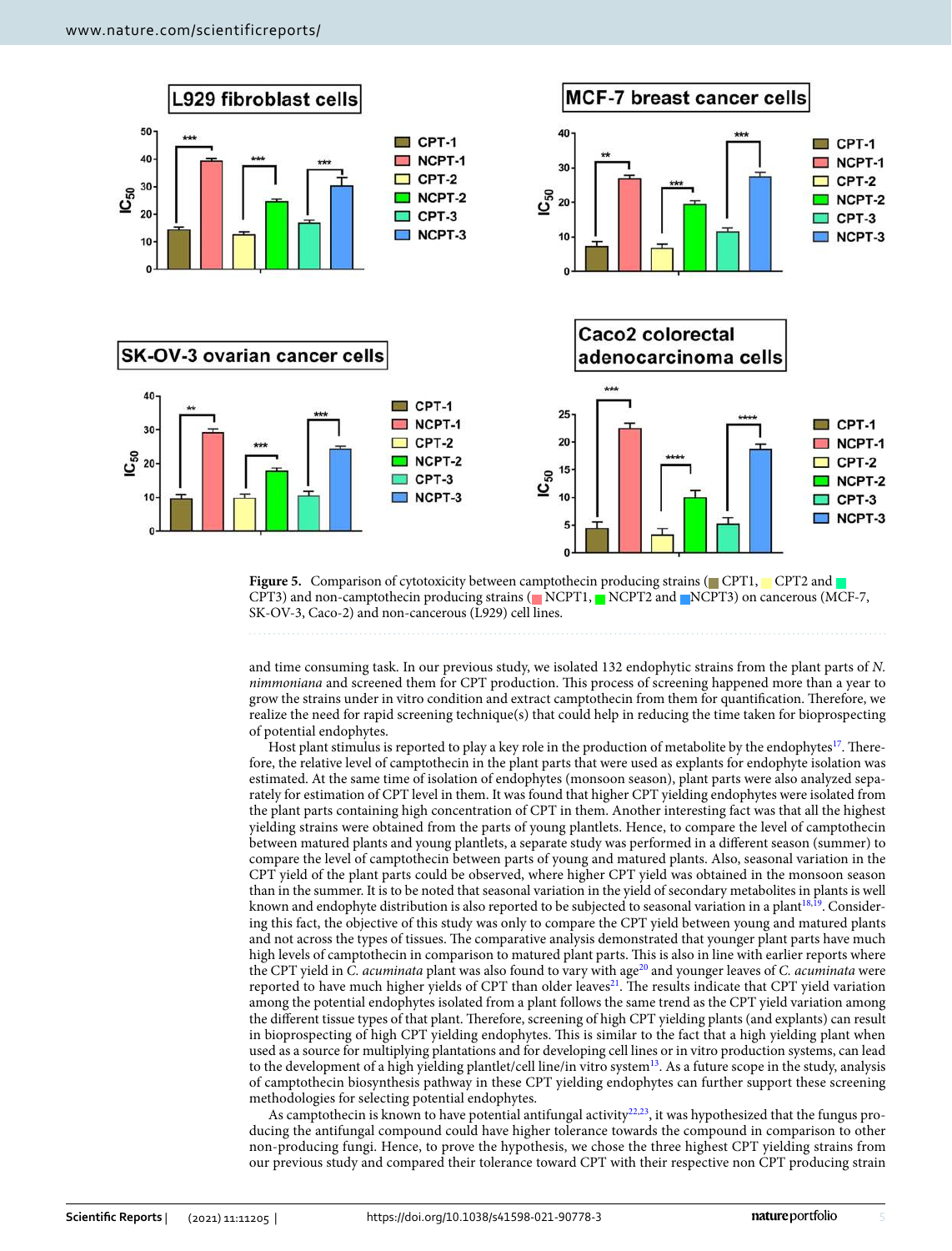**Figure 5.** Comparison of cytotoxicity between camptothecin producing strains (CPT1, CPT2 and CPT3) and non-camptothecin producing strains (NCPT1, NCPT2 and NCPT3) on cancerous (MCF-7, SK-OV-3, Caco-2) and non-cancerous (L929) cell lines.

and time consuming task. In our previous study, we isolated 132 endophytic strains from the plant parts of *N. nimmoniana* and screened them for CPT production. This process of screening happened more than a year to grow the strains under in vitro condition and extract camptothecin from them for quantification. Therefore, we realize the need for rapid screening technique(s) that could help in reducing the time taken for bioprospecting of potential endophytes.

Host plant stimulus is reported to play a key role in the production of metabolite by the endophytes[17]. Therefore, the relative level of camptothecin in the plant parts that were used as explants for endophyte isolation was estimated. At the same time of isolation of endophytes (monsoon season), plant parts were also analyzed separately for estimation of CPT level in them. It was found that higher CPT yielding endophytes were isolated from the plant parts containing high concentration of CPT in them. Another interesting fact was that all the highest yielding strains were obtained from the parts of young plantlets. Hence, to compare the level of camptothecin between matured plants and young plantlets, a separate study was performed in a different season (summer) to compare the level of camptothecin between parts of young and matured plants. Also, seasonal variation in the CPT yield of the plant parts could be observed, where higher CPT yield was obtained in the monsoon season than in the summer. It is to be noted that seasonal variation in the yield of secondary metabolites in plants is well known and endophyte distribution is also reported to be subjected to seasonal variation in a plant[18,19]. Considering this fact, the objective of this study was only to compare the CPT yield between young and matured plants and not across the types of tissues. The comparative analysis demonstrated that younger plant parts have much high levels of camptothecin in comparison to matured plant parts. This is also in line with earlier reports where the CPT yield in *C. acuminata* plant was also found to vary with age[20] and younger leaves of *C. acuminata* were reported to have much higher yields of CPT than older leaves[21]. The results indicate that CPT yield variation among the potential endophytes isolated from a plant follows the same trend as the CPT yield variation among the different tissue types of that plant. Therefore, screening of high CPT yielding plants (and explants) can result in bioprospecting of high CPT yielding endophytes. This is similar to the fact that a high yielding plant when used as a source for multiplying plantations and for developing cell lines or in vitro production systems, can lead to the development of a high yielding plantlet/cell line/in vitro system[13]. As a future scope in the study, analysis of camptothecin biosynthesis pathway in these CPT yielding endophytes can further support these screening methodologies for selecting potential endophytes.

As camptothecin is known to have potential antifungal activity[22,23], it was hypothesized that the fungus producing the antifungal compound could have higher tolerance towards the compound in comparison to other non-producing fungi. Hence, to prove the hypothesis, we chose the three highest CPT yielding strains from our previous study and compared their tolerance toward CPT with their respective non CPT producing strain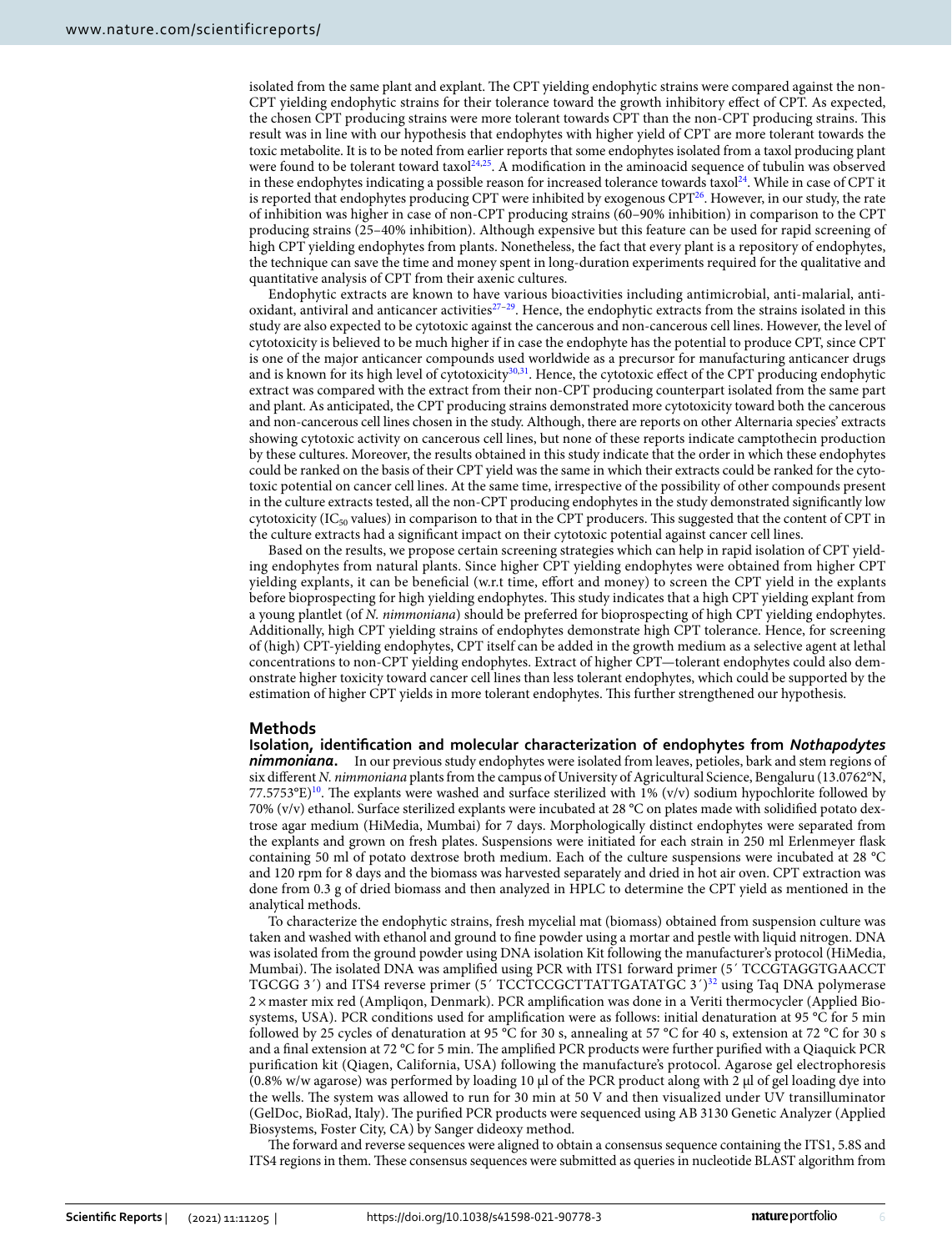isolated from the same plant and explant. The CPT yielding endophytic strains were compared against the non-CPT yielding endophytic strains for their tolerance toward the growth inhibitory effect of CPT. As expected, the chosen CPT producing strains were more tolerant towards CPT than the non-CPT producing strains. This result was in line with our hypothesis that endophytes with higher yield of CPT are more tolerant towards the toxic metabolite. It is to be noted from earlier reports that some endophytes isolated from a taxol producing plant were found to be tolerant toward taxol[24,25]. A modification in the aminoacid sequence of tubulin was observed in these endophytes indicating a possible reason for increased tolerance towards taxol[24]. While in case of CPT it is reported that endophytes producing CPT were inhibited by exogenous CPT[26]. However, in our study, the rate of inhibition was higher in case of non-CPT producing strains (60–90% inhibition) in comparison to the CPT producing strains (25–40% inhibition). Although expensive but this feature can be used for rapid screening of high CPT yielding endophytes from plants. Nonetheless, the fact that every plant is a repository of endophytes, the technique can save the time and money spent in long-duration experiments required for the qualitative and quantitative analysis of CPT from their axenic cultures.

Endophytic extracts are known to have various bioactivities including antimicrobial, anti-malarial, anti-oxidant, antiviral and anticancer activities[27–29]. Hence, the endophytic extracts from the strains isolated in this study are also expected to be cytotoxic against the cancerous and non-cancerous cell lines. However, the level of cytotoxicity is believed to be much higher if in case the endophyte has the potential to produce CPT, since CPT is one of the major anticancer compounds used worldwide as a precursor for manufacturing anticancer drugs and is known for its high level of cytotoxicity[30,31]. Hence, the cytotoxic effect of the CPT producing endophytic extract was compared with the extract from their non-CPT producing counterpart isolated from the same part and plant. As anticipated, the CPT producing strains demonstrated more cytotoxicity toward both the cancerous and non-cancerous cell lines chosen in the study. Although, there are reports on other Alternaria species' extracts showing cytotoxic activity on cancerous cell lines, but none of these reports indicate camptothecin production by these cultures. Moreover, the results obtained in this study indicate that the order in which these endophytes could be ranked on the basis of their CPT yield was the same in which their extracts could be ranked for the cytotoxic potential on cancer cell lines. At the same time, irrespective of the possibility of other compounds present in the culture extracts tested, all the non-CPT producing endophytes in the study demonstrated significantly low cytotoxicity ($IC_{50}$ values) in comparison to that in the CPT producers. This suggested that the content of CPT in the culture extracts had a significant impact on their cytotoxic potential against cancer cell lines.

Based on the results, we propose certain screening strategies which can help in rapid isolation of CPT yielding endophytes from natural plants. Since higher CPT yielding endophytes were obtained from higher CPT yielding explants, it can be beneficial (w.r.t time, effort and money) to screen the CPT yield in the explants before bioprospecting for high yielding endophytes. This study indicates that a high CPT yielding explant from a young plantlet (of *N. nimmoniana*) should be preferred for bioprospecting of high CPT yielding endophytes. Additionally, high CPT yielding strains of endophytes demonstrate high CPT tolerance. Hence, for screening of (high) CPT-yielding endophytes, CPT itself can be added in the growth medium as a selective agent at lethal concentrations to non-CPT yielding endophytes. Extract of higher CPT—tolerant endophytes could also demonstrate higher toxicity toward cancer cell lines than less tolerant endophytes, which could be supported by the estimation of higher CPT yields in more tolerant endophytes. This further strengthened our hypothesis.

## Methods

**Isolation, identification and molecular characterization of endophytes from *Nothapodytes nimmoniana*.** In our previous study endophytes were isolated from leaves, petioles, bark and stem regions of six different *N. nimmoniana* plants from the campus of University of Agricultural Science, Bengaluru (13.0762°N, 77.5753°E)[10]. The explants were washed and surface sterilized with 1% (v/v) sodium hypochlorite followed by 70% (v/v) ethanol. Surface sterilized explants were incubated at 28 °C on plates made with solidified potato dextrose agar medium (HiMedia, Mumbai) for 7 days. Morphologically distinct endophytes were separated from the explants and grown on fresh plates. Suspensions were initiated for each strain in 250 ml Erlenmeyer flask containing 50 ml of potato dextrose broth medium. Each of the culture suspensions were incubated at 28 °C and 120 rpm for 8 days and the biomass was harvested separately and dried in hot air oven. CPT extraction was done from 0.3 g of dried biomass and then analyzed in HPLC to determine the CPT yield as mentioned in the analytical methods.

To characterize the endophytic strains, fresh mycelial mat (biomass) obtained from suspension culture was taken and washed with ethanol and ground to fine powder using a mortar and pestle with liquid nitrogen. DNA was isolated from the ground powder using DNA isolation Kit following the manufacturer's protocol (HiMedia, Mumbai). The isolated DNA was amplified using PCR with ITS1 forward primer (5′ TCCGTAGGTGAACCT TGCGG 3′) and ITS4 reverse primer (5′ TCCTCCGCTTATTGATATGC 3′)[32] using Taq DNA polymerase 2 × master mix red (Ampliqon, Denmark). PCR amplification was done in a Veriti thermocycler (Applied Biosystems, USA). PCR conditions used for amplification were as follows: initial denaturation at 95 °C for 5 min followed by 25 cycles of denaturation at 95 °C for 30 s, annealing at 57 °C for 40 s, extension at 72 °C for 30 s and a final extension at 72 °C for 5 min. The amplified PCR products were further purified with a Qiaquick PCR purification kit (Qiagen, California, USA) following the manufacture's protocol. Agarose gel electrophoresis (0.8% w/w agarose) was performed by loading 10 µl of the PCR product along with 2 µl of gel loading dye into the wells. The system was allowed to run for 30 min at 50 V and then visualized under UV transilluminator (GelDoc, BioRad, Italy). The purified PCR products were sequenced using AB 3130 Genetic Analyzer (Applied Biosystems, Foster City, CA) by Sanger dideoxy method.

The forward and reverse sequences were aligned to obtain a consensus sequence containing the ITS1, 5.8S and ITS4 regions in them. These consensus sequences were submitted as queries in nucleotide BLAST algorithm from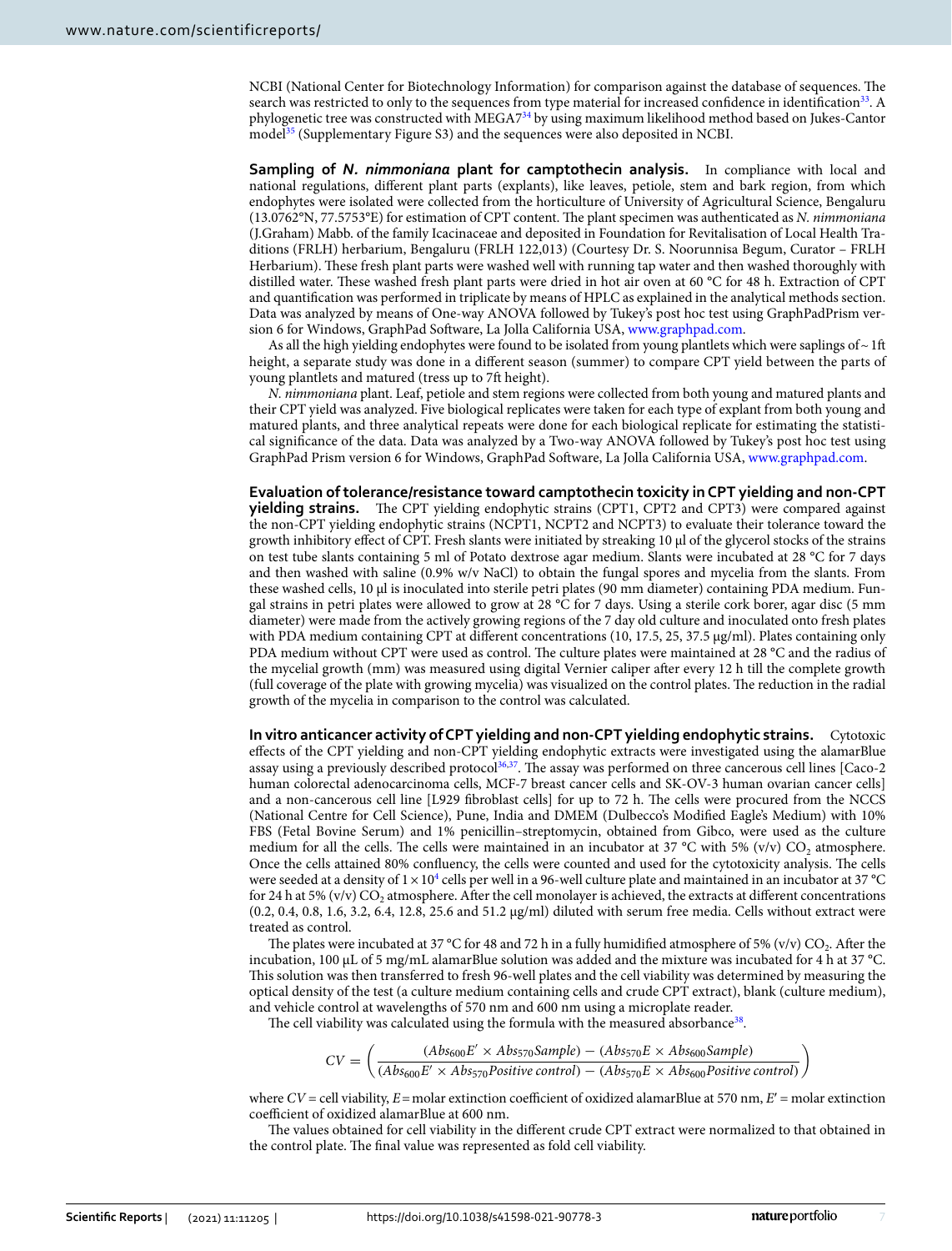NCBI (National Center for Biotechnology Information) for comparison against the database of sequences. The search was restricted to only to the sequences from type material for increased confidence in identification[33]. A phylogenetic tree was constructed with MEGA7[34] by using maximum likelihood method based on Jukes-Cantor model[35] (Supplementary Figure S3) and the sequences were also deposited in NCBI.

**Sampling of *N. nimmoniana* plant for camptothecin analysis.** In compliance with local and national regulations, different plant parts (explants), like leaves, petiole, stem and bark region, from which endophytes were isolated were collected from the horticulture of University of Agricultural Science, Bengaluru (13.0762°N, 77.5753°E) for estimation of CPT content. The plant specimen was authenticated as *N. nimmoniana* (J.Graham) Mabb. of the family Icacinaceae and deposited in Foundation for Revitalisation of Local Health Traditions (FRLH) herbarium, Bengaluru (FRLH 122,013) (Courtesy Dr. S. Noorunnisa Begum, Curator – FRLH Herbarium). These fresh plant parts were washed well with running tap water and then washed thoroughly with distilled water. These washed fresh plant parts were dried in hot air oven at 60 °C for 48 h. Extraction of CPT and quantification was performed in triplicate by means of HPLC as explained in the analytical methods section. Data was analyzed by means of One-way ANOVA followed by Tukey's post hoc test using GraphPadPrism version 6 for Windows, GraphPad Software, La Jolla California USA, www.graphpad.com.

As all the high yielding endophytes were found to be isolated from young plantlets which were saplings of ~ 1ft height, a separate study was done in a different season (summer) to compare CPT yield between the parts of young plantlets and matured (tress up to 7ft height).

*N. nimmoniana* plant. Leaf, petiole and stem regions were collected from both young and matured plants and their CPT yield was analyzed. Five biological replicates were taken for each type of explant from both young and matured plants, and three analytical repeats were done for each biological replicate for estimating the statistical significance of the data. Data was analyzed by a Two-way ANOVA followed by Tukey's post hoc test using GraphPad Prism version 6 for Windows, GraphPad Software, La Jolla California USA, www.graphpad.com.

**Evaluation of tolerance/resistance toward camptothecin toxicity in CPT yielding and non-CPT yielding strains.** The CPT yielding endophytic strains (CPT1, CPT2 and CPT3) were compared against the non-CPT yielding endophytic strains (NCPT1, NCPT2 and NCPT3) to evaluate their tolerance toward the growth inhibitory effect of CPT. Fresh strains were initiated by streaking 10 µl of the glycerol stocks of the strains on test tube slants containing 5 ml of Potato dextrose agar medium. Slants were incubated at 28 °C for 7 days and then washed with saline (0.9% w/v NaCl) to obtain the fungal spores and mycelia from the slants. From these washed cells, 10 µl is inoculated into sterile petri plates (90 mm diameter) containing PDA medium. Fungal strains in petri plates were allowed to grow at 28 °C for 7 days. Using a sterile cork borer, agar disc (5 mm diameter) were made from the actively growing regions of the 7 day old culture and inoculated onto fresh plates with PDA medium containing CPT at different concentrations (10, 17.5, 25, 37.5 µg/ml). Plates containing only PDA medium without CPT were used as control. The culture plates were maintained at 28 °C and the radius of the mycelial growth (mm) was measured using digital Vernier caliper after every 12 h till the complete growth (full coverage of the plate with growing mycelia) was visualized on the control plates. The reduction in the radial growth of the mycelia in comparison to the control was calculated.

**In vitro anticancer activity of CPT yielding and non-CPT yielding endophytic strains.** Cytotoxic effects of the CPT yielding and non-CPT yielding endophytic extracts were investigated using the alamarBlue assay using a previously described protocol[36,37]. The assay was performed on three cancerous cell lines [Caco-2 human colorectal adenocarcinoma cells, MCF-7 breast cancer cells and SK-OV-3 human ovarian cancer cells] and a non-cancerous cell line [L929 fibroblast cells] for up to 72 h. The cells were procured from the NCCS (National Centre for Cell Science), Pune, India and DMEM (Dulbecco's Modified Eagle's Medium) with 10% FBS (Fetal Bovine Serum) and 1% penicillin–streptomycin, obtained from Gibco, were used as the culture medium for all the cells. The cells were maintained in an incubator at 37 °C with 5% (v/v) $CO_2$ atmosphere. Once the cells attained 80% confluency, the cells were counted and used for the cytotoxicity analysis. The cells were seeded at a density of $1 \times 10^4$ cells per well in a 96-well culture plate and maintained in an incubator at 37 °C for 24 h at 5% (v/v) $CO_2$ atmosphere. After the cell monolayer is achieved, the extracts at different concentrations (0.2, 0.4, 0.8, 1.6, 3.2, 6.4, 12.8, 25.6 and 51.2 µg/ml) diluted with serum free media. Cells without extract were treated as control.

The plates were incubated at 37 °C for 48 and 72 h in a fully humidified atmosphere of 5% (v/v) $CO_2$. After the incubation, 100 µL of 5 mg/mL alamarBlue solution was added and the mixture was incubated for 4 h at 37 °C. This solution was then transferred to fresh 96-well plates and the cell viability was determined by measuring the optical density of the test (a culture medium containing cells and crude CPT extract), blank (culture medium), and vehicle control at wavelengths of 570 nm and 600 nm using a microplate reader.

The cell viability was calculated using the formula with the measured absorbance[38].

$$CV = \left( \frac{(Abs_{600}E' \times Abs_{570}Sample) - (Abs_{570}E \times Abs_{600}Sample)}{(Abs_{600}E' \times Abs_{570}Positive\ control) - (Abs_{570}E \times Abs_{600}Positive\ control)} \right)$$

where $CV$ = cell viability, $E$ = molar extinction coefficient of oxidized alamarBlue at 570 nm, $E'$ = molar extinction coefficient of oxidized alamarBlue at 600 nm.

The values obtained for cell viability in the different crude CPT extract were normalized to that obtained in the control plate. The final value was represented as fold cell viability.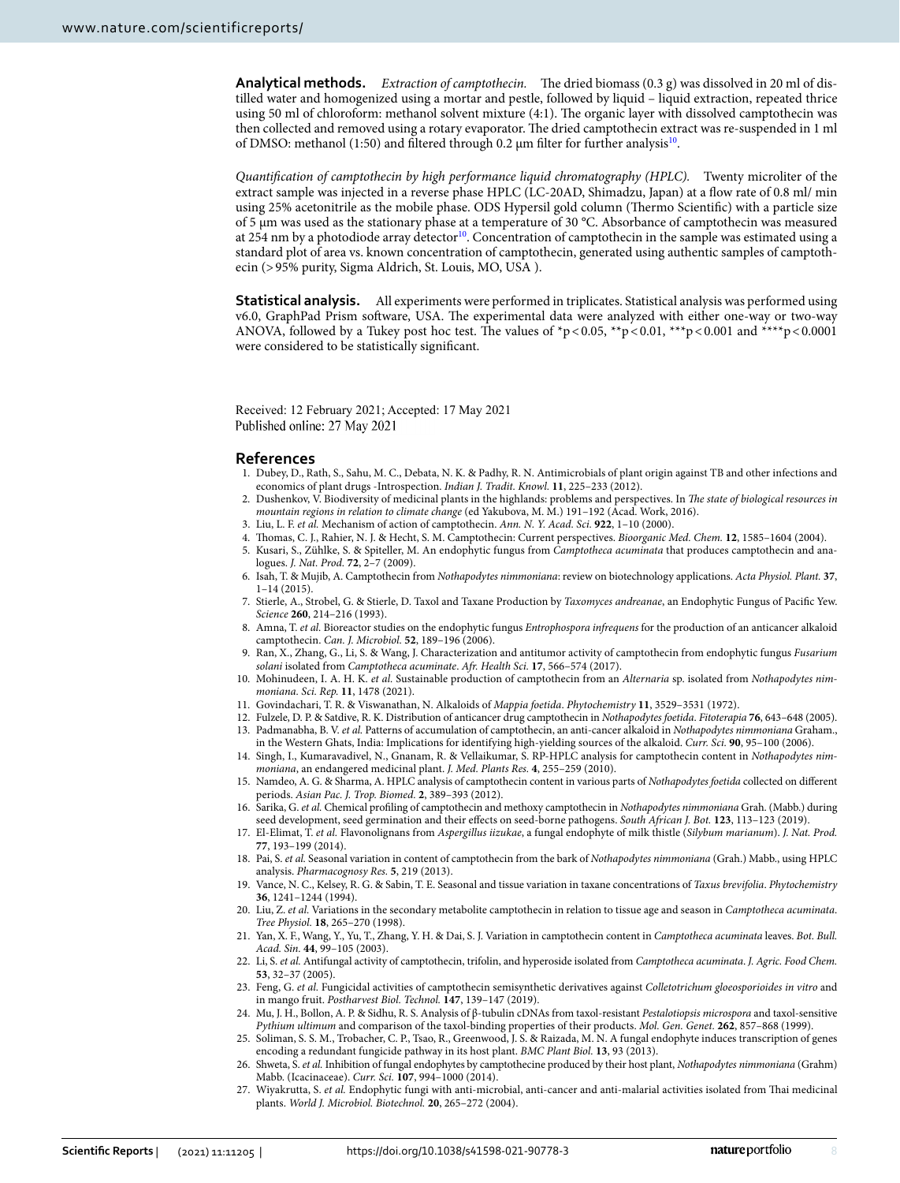**Analytical methods.** *Extraction of camptothecin.* The dried biomass (0.3 g) was dissolved in 20 ml of distilled water and homogenized using a mortar and pestle, followed by liquid – liquid extraction, repeated thrice using 50 ml of chloroform: methanol solvent mixture (4:1). The organic layer with dissolved camptothecin was then collected and removed using a rotary evaporator. The dried camptothecin extract was re-suspended in 1 ml of DMSO: methanol (1:50) and filtered through 0.2 µm filter for further analysis[10].

*Quantification of camptothecin by high performance liquid chromatography (HPLC).* Twenty microliter of the extract sample was injected in a reverse phase HPLC (LC-20AD, Shimadzu, Japan) at a flow rate of 0.8 ml/ min using 25% acetonitrile as the mobile phase. ODS Hypersil gold column (Thermo Scientific) with a particle size of 5 µm was used as the stationary phase at a temperature of 30 °C. Absorbance of camptothecin was measured at 254 nm by a photodiode array detector[10]. Concentration of camptothecin in the sample was estimated using a standard plot of area vs. known concentration of camptothecin, generated using authentic samples of camptothecin (>95% purity, Sigma Aldrich, St. Louis, MO, USA ).

**Statistical analysis.** All experiments were performed in triplicates. Statistical analysis was performed using v6.0, GraphPad Prism software, USA. The experimental data were analyzed with either one-way or two-way ANOVA, followed by a Tukey post hoc test. The values of $*p<0.05$, $**p<0.01$, $***p<0.001$ and $****p<0.0001$ were considered to be statistically significant.

Received: 12 February 2021; Accepted: 17 May 2021
Published online: 27 May 2021

## References

1. Dubey, D., Rath, S., Sahu, M. C., Debata, N. K. & Padhy, R. N. Antimicrobials of plant origin against TB and other infections and economics of plant drugs -Introspection. *Indian J. Tradit. Knowl.* **11**, 225–233 (2012).
2. Dushenkov, V. Biodiversity of medicinal plants in the highlands: problems and perspectives. In *The state of biological resources in mountain regions in relation to climate change* (ed Yakubova, M. M.) 191–192 (Acad. Work, 2016).
3. Liu, L. F. *et al.* Mechanism of action of camptothecin. *Ann. N. Y. Acad. Sci.* **922**, 1–10 (2000).
4. Thomas, C. J., Rahier, N. J. & Hecht, S. M. Camptothecin: Current perspectives. *Bioorganic Med. Chem.* **12**, 1585–1604 (2004).
5. Kusari, S., Zühlke, S. & Spiteller, M. An endophytic fungus from *Camptotheca acuminata* that produces camptothecin and analogues. *J. Nat. Prod.* **72**, 2–7 (2009).
6. Isah, T. & Mujib, A. Camptothecin from *Nothapodytes nimmoniana*: review on biotechnology applications. *Acta Physiol. Plant.* **37**, 1–14 (2015).
7. Stierle, A., Strobel, G. & Stierle, D. Taxol and Taxane Production by *Taxomyces andreanae*, an Endophytic Fungus of Pacific Yew. *Science* **260**, 214–216 (1993).
8. Amna, T. *et al.* Bioreactor studies on the endophytic fungus *Entrophospora infrequens* for the production of an anticancer alkaloid camptothecin. *Can. J. Microbiol.* **52**, 189–196 (2006).
9. Ran, X., Zhang, G., Li, S. & Wang, J. Characterization and antitumor activity of camptothecin from endophytic fungus *Fusarium solani* isolated from *Camptotheca acuminate*. *Afr. Health Sci.* **17**, 566–574 (2017).
10. Mohinudeen, I. A. H. K. *et al.* Sustainable production of camptothecin from an *Alternaria* sp. isolated from *Nothapodytes nimmoniana*. *Sci. Rep.* **11**, 1478 (2021).
11. Govindachari, T. R. & Viswanathan, N. Alkaloids of *Mappia foetida*. *Phytochemistry* **11**, 3529–3531 (1972).
12. Fulzele, D. P. & Satdive, R. K. Distribution of anticancer drug camptothecin in *Nothapodytes foetida*. *Fitoterapia* **76**, 643–648 (2005).
13. Padmanabha, B. V. *et al.* Patterns of accumulation of camptothecin, an anti-cancer alkaloid in *Nothapodytes nimmoniana* Graham., in the Western Ghats, India: Implications for identifying high-yielding sources of the alkaloid. *Curr. Sci.* **90**, 95–100 (2006).
14. Singh, I., Kumaravadivel, N., Gnanam, R. & Vellaikumar, S. RP-HPLC analysis for camptothecin content in *Nothapodytes nimmoniana*, an endangered medicinal plant. *J. Med. Plants Res.* **4**, 255–259 (2010).
15. Namdeo, A. G. & Sharma, A. HPLC analysis of camptothecin content in various parts of *Nothapodytes foetida* collected on different periods. *Asian Pac. J. Trop. Biomed.* **2**, 389–393 (2012).
16. Sarika, G. *et al.* Chemical profiling of camptothecin and methoxy camptothecin in *Nothapodytes nimmoniana* Grah. (Mabb.) during seed development, seed germination and their effects on seed-borne pathogens. *South African J. Bot.* **123**, 113–123 (2019).
17. El-Elimat, T. *et al.* Flavonolignans from *Aspergillus iizukae*, a fungal endophyte of milk thistle (*Silybum marianum*). *J. Nat. Prod.* **77**, 193–199 (2014).
18. Pai, S. *et al.* Seasonal variation in content of camptothecin from the bark of *Nothapodytes nimmoniana* (Grah.) Mabb., using HPLC analysis. *Pharmacognosy Res.* **5**, 219 (2013).
19. Vance, N. C., Kelsey, R. G. & Sabin, T. E. Seasonal and tissue variation in taxane concentrations of *Taxus brevifolia*. *Phytochemistry* **36**, 1241–1244 (1994).
20. Liu, Z. *et al.* Variations in the secondary metabolite camptothecin in relation to tissue age and season in *Camptotheca acuminata*. *Tree Physiol.* **18**, 265–270 (1998).
21. Yan, X. F., Wang, Y., Yu, T., Zhang, Y. H. & Dai, S. J. Variation in camptothecin content in *Camptotheca acuminata* leaves. *Bot. Bull. Acad. Sin.* **44**, 99–105 (2003).
22. Li, S. *et al.* Antifungal activity of camptothecin, trifolin, and hyperoside isolated from *Camptotheca acuminata*. *J. Agric. Food Chem.* **53**, 32–37 (2005).
23. Feng, G. *et al.* Fungicidal activities of camptothecin semisynthetic derivatives against *Colletotrichum gloeosporioides in vitro* and in mango fruit. *Postharvest Biol. Technol.* **147**, 139–147 (2019).
24. Mu, J. H., Bollon, A. P. & Sidhu, R. S. Analysis of β-tubulin cDNAs from taxol-resistant *Pestalotiopsis microspora* and taxol-sensitive *Pythium ultimum* and comparison of the taxol-binding properties of their products. *Mol. Gen. Genet.* **262**, 857–868 (1999).
25. Soliman, S. S. M., Trobacher, C. P., Tsao, R., Greenwood, J. S. & Raizada, M. N. A fungal endophyte induces transcription of genes encoding a redundant fungicide pathway in its host plant. *BMC Plant Biol.* **13**, 93 (2013).
26. Shweta, S. *et al.* Inhibition of fungal endophytes by camptothecine produced by their host plant, *Nothapodytes nimmoniana* (Grahm) Mabb. (Icacinaceae). *Curr. Sci.* **107**, 994–1000 (2014).
27. Wiyakrutta, S. *et al.* Endophytic fungi with anti-microbial, anti-cancer and anti-malarial activities isolated from Thai medicinal plants. *World J. Microbiol. Biotechnol.* **20**, 265–272 (2004).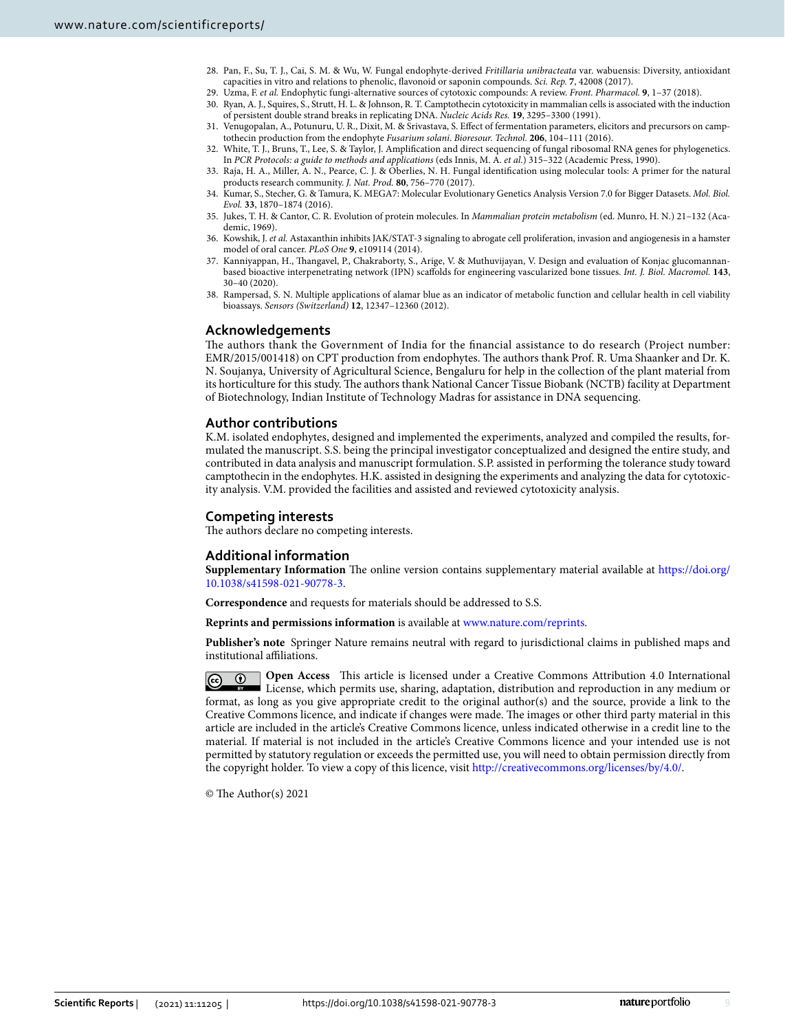28. Pan, F., Su, T. J., Cai, S. M. & Wu, W. Fungal endophyte-derived *Fritillaria unibracteata* var. wabuensis: Diversity, antioxidant capacities in vitro and relations to phenolic, flavonoid or saponin compounds. *Sci. Rep.* **7**, 42008 (2017).
29. Uzma, F. *et al.* Endophytic fungi-alternative sources of cytotoxic compounds: A review. *Front. Pharmacol.* **9**, 1–37 (2018).
30. Ryan, A. J., Squires, S., Strutt, H. L. & Johnson, R. T. Camptothecin cytotoxicity in mammalian cells is associated with the induction of persistent double strand breaks in replicating DNA. *Nucleic Acids Res.* **19**, 3295–3300 (1991).
31. Venugopalan, A., Potunuru, U. R., Dixit, M. & Srivastava, S. Effect of fermentation parameters, elicitors and precursors on camptothecin production from the endophyte *Fusarium solani*. *Bioresour. Technol.* **206**, 104–111 (2016).
32. White, T. J., Bruns, T., Lee, S. & Taylor, J. Amplification and direct sequencing of fungal ribosomal RNA genes for phylogenetics. In *PCR Protocols: a guide to methods and applications* (eds Innis, M. A. *et al.*) 315–322 (Academic Press, 1990).
33. Raja, H. A., Miller, A. N., Pearce, C. J. & Oberlies, N. H. Fungal identification using molecular tools: A primer for the natural products research community. *J. Nat. Prod.* **80**, 756–770 (2017).
34. Kumar, S., Stecher, G. & Tamura, K. MEGA7: Molecular Evolutionary Genetics Analysis Version 7.0 for Bigger Datasets. *Mol. Biol. Evol.* **33**, 1870–1874 (2016).
35. Jukes, T. H. & Cantor, C. R. Evolution of protein molecules. In *Mammalian protein metabolism* (ed. Munro, H. N.) 21–132 (Academic, 1969).
36. Kowshik, J. *et al.* Astaxanthin inhibits JAK/STAT-3 signaling to abrogate cell proliferation, invasion and angiogenesis in a hamster model of oral cancer. *PLoS One* **9**, e109114 (2014).
37. Kanniyappan, H., Thangavel, P., Chakraborty, S., Arige, V. & Muthuvijayan, V. Design and evaluation of Konjac glucomannan-based bioactive interpenetrating network (IPN) scaffolds for engineering vascularized bone tissues. *Int. J. Biol. Macromol.* **143**, 30–40 (2020).
38. Rampersad, S. N. Multiple applications of alamar blue as an indicator of metabolic function and cellular health in cell viability bioassays. *Sensors (Switzerland)* **12**, 12347–12360 (2012).

## Acknowledgements

The authors thank the Government of India for the financial assistance to do research (Project number: EMR/2015/001418) on CPT production from endophytes. The authors thank Prof. R. Uma Shaanker and Dr. K. N. Soujanya, University of Agricultural Science, Bengaluru for help in the collection of the plant material from its horticulture for this study. The authors thank National Cancer Tissue Biobank (NCTB) facility at Department of Biotechnology, Indian Institute of Technology Madras for assistance in DNA sequencing.

## Author contributions

K.M. isolated endophytes, designed and implemented the experiments, analyzed and compiled the results, formulated the manuscript. S.S. being the principal investigator conceptualized and designed the entire study, and contributed in data analysis and manuscript formulation. S.P. assisted in performing the tolerance study toward camptothecin in the endophytes. H.K. assisted in designing the experiments and analyzing the data for cytotoxicity analysis. V.M. provided the facilities and assisted and reviewed cytotoxicity analysis.

## Competing interests

The authors declare no competing interests.

## Additional information

**Supplementary Information** The online version contains supplementary material available at https://doi.org/10.1038/s41598-021-90778-3.

**Correspondence** and requests for materials should be addressed to S.S.

**Reprints and permissions information** is available at www.nature.com/reprints.

**Publisher's note** Springer Nature remains neutral with regard to jurisdictional claims in published maps and institutional affiliations.

**Open Access** This article is licensed under a Creative Commons Attribution 4.0 International License, which permits use, sharing, adaptation, distribution and reproduction in any medium or format, as long as you give appropriate credit to the original author(s) and the source, provide a link to the Creative Commons licence, and indicate if changes were made. The images or other third party material in this article are included in the article's Creative Commons licence, unless indicated otherwise in a credit line to the material. If material is not included in the article's Creative Commons licence and your intended use is not permitted by statutory regulation or exceeds the permitted use, you will need to obtain permission directly from the copyright holder. To view a copy of this licence, visit http://creativecommons.org/licenses/by/4.0/.

© The Author(s) 2021